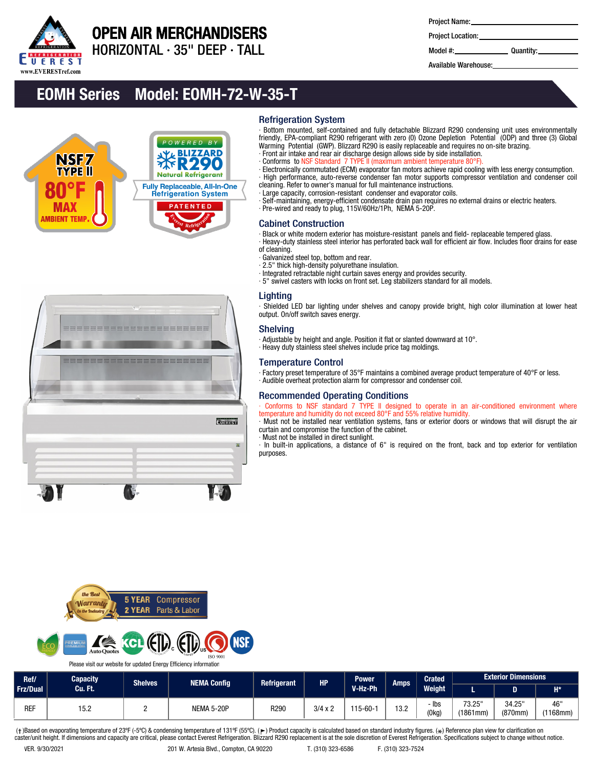# OPEN AIR MERCHANDISERS

HORIZONTAL · 35" DEEP · TALL

Project Name:

Project Location:

Model #: Quantity:

Available Warehouse:

## EOMH Series Model: EOMH-72-W-35-T

NSF7 TYPE II 80°F MAX AMBIENT TEMP.

POWERED BY BLIZZARD R290 Natural Refrigerant — Fully Replaceable, All-In-One Refrigeration System — PATENTED

### Refrigeration System

- Bottom mounted, self-contained and fully detachable Blizzard R290 condensing unit uses environmentally friendly, EPA-compliant R290 refrigerant with zero (0) Ozone Depletion Potential (ODP) and three (3) Global Warming Potential (GWP). Blizzard R290 is easily replaceable and requires no on-site brazing.
- Front air intake and rear air discharge design allows side by side installation.
- Conforms to NSF Standard 7 TYPE II (maximum ambient temperature 80°F).
- Electronically commutated (ECM) evaporator fan motors achieve rapid cooling with less energy consumption.
- High performance, auto-reverse condenser fan motor supports compressor ventilation and condenser coil cleaning. Refer to owner's manual for full maintenance instructions.
- Large capacity, corrosion-resistant condenser and evaporator coils.
- Self-maintaining, energy-efficient condensate drain pan requires no external drains or electric heaters.
- Pre-wired and ready to plug, 115V/60Hz/1Ph, NEMA 5-20P.

### Cabinet Construction

- Black or white modern exterior has moisture-resistant panels and field- replaceable tempered glass.
- Heavy-duty stainless steel interior has perforated back wall for efficient air flow. Includes floor drains for ease of cleaning.
- Galvanized steel top, bottom and rear.
- 2.5" thick high-density polyurethane insulation.
- Integrated retractable night curtain saves energy and provides security.
- 5" swivel casters with locks on front set. Leg stabilizers standard for all models.

### Lighting

- Shielded LED bar lighting under shelves and canopy provide bright, high color illumination at lower heat output. On/off switch saves energy.

### Shelving

- Adjustable by height and angle. Position it flat or slanted downward at 10°.
- Heavy duty stainless steel shelves include price tag moldings.

### Temperature Control

- Factory preset temperature of 35°F maintains a combined average product temperature of 40°F or less.
- Audible overheat protection alarm for compressor and condenser coil.

### Recommended Operating Conditions

- Conforms to NSF standard 7 TYPE II designed to operate in an air-conditioned environment where temperature and humidity do not exceed 80°F and 55% relative humidity.
- Must not be installed near ventilation systems, fans or exterior doors or windows that will disrupt the air curtain and compromise the function of the cabinet.
- Must not be installed in direct sunlight.
- In built-in applications, a distance of 6" is required on the front, back and top exterior for ventilation purposes.

the Best Warranty in the Industry — 5 YEAR Compressor, 2 YEAR Parts & Labor

Please visit our website for updated Energy Efficiency information

| Ref/ Frz/Dual | Capacity Cu. Ft. | Shelves | NEMA Config | Refrigerant | HP | Power V-Hz-Ph | Amps | Crated Weight | Exterior Dimensions | | |
|---|---|---|---|---|---|---|---|---|---|---|---|
| | | | | | | | | | L | D | H* |
| REF | 15.2 | 2 | NEMA 5-20P | R290 | 3/4 x 2 | 115-60-1 | 13.2 | - lbs (0kg) | 73.25" (1861mm) | 34.25" (870mm) | 46" (1168mm) |

(†)Based on evaporating temperature of 23℉ (-5℃) & condensing temperature of 131℉ (55℃). (►) Product capacity is calculated based on standard industry figures. (*) Reference plan view for clarification on caster/unit height. If dimensions and capacity are critical, please contact Everest Refrigeration. Blizzard R290 replacement is at the sole discretion of Everest Refrigeration. Specifications subject to change without notice.

VER. 9/30/2021 201 W. Artesia Blvd., Compton, CA 90220 T. (310) 323-6586 F. (310) 323-7524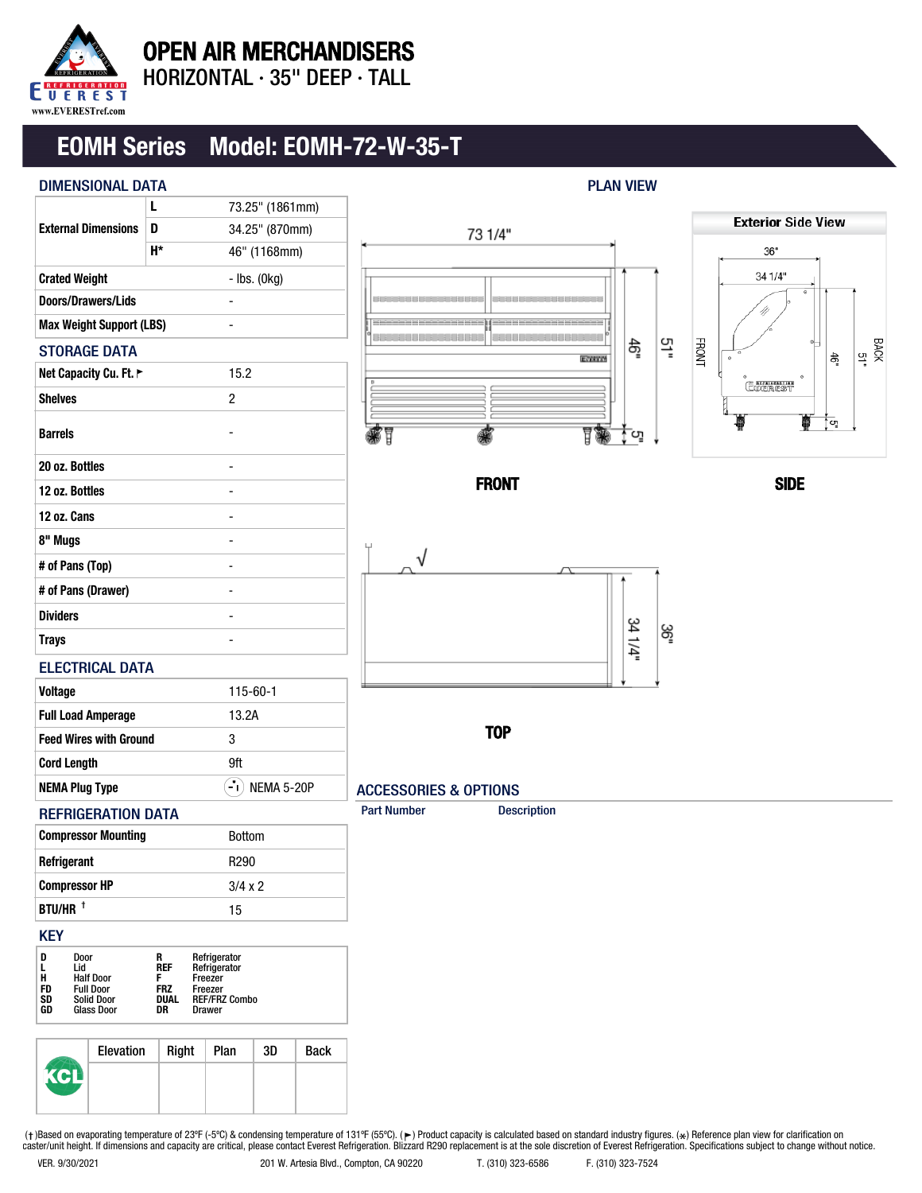# OPEN AIR MERCHANDISERS

HORIZONTAL · 35" DEEP · TALL

## EOMH Series Model: EOMH-72-W-35-T

### DIMENSIONAL DATA

| | | |
|---|---|---|
| External Dimensions | L | 73.25" (1861mm) |
| | D | 34.25" (870mm) |
| | H* | 46" (1168mm) |
| Crated Weight | | - lbs. (0kg) |
| Doors/Drawers/Lids | | - |
| Max Weight Support (LBS) | | - |

### STORAGE DATA

| | |
|---|---|
| Net Capacity Cu. Ft. ► | 15.2 |
| Shelves | 2 |
| Barrels | - |
| 20 oz. Bottles | - |
| 12 oz. Bottles | - |
| 12 oz. Cans | - |
| 8" Mugs | - |
| # of Pans (Top) | - |
| # of Pans (Drawer) | - |
| Dividers | - |
| Trays | - |

### ELECTRICAL DATA

| | |
|---|---|
| Voltage | 115-60-1 |
| Full Load Amperage | 13.2A |
| Feed Wires with Ground | 3 |
| Cord Length | 9ft |
| NEMA Plug Type | NEMA 5-20P |

### REFRIGERATION DATA

| | |
|---|---|
| Compressor Mounting | Bottom |
| Refrigerant | R290 |
| Compressor HP | 3/4 x 2 |
| BTU/HR † | 15 |

### KEY

| | | | |
|---|---|---|---|
| D | Door | R | Refrigerator |
| L | Lid | REF | Refrigerator |
| H | Half Door | F | Freezer |
| FD | Full Door | FRZ | Freezer |
| SD | Solid Door | DUAL | REF/FRZ Combo |
| GD | Glass Door | DR | Drawer |

| KCL | Elevation | Right | Plan | 3D | Back |
|---|---|---|---|---|---|
| | | | | | |

### PLAN VIEW

73 1/4"
46"
51"
5"
FRONT

Exterior Side View
36"
34 1/4"
FRONT
BACK
46"
51"
5"
SIDE

34 1/4"
36"
TOP

### ACCESSORIES & OPTIONS

| Part Number | Description |
|---|---|
| | |

(†)Based on evaporating temperature of 23ºF (-5ºC) & condensing temperature of 131ºF (55ºC). (►) Product capacity is calculated based on standard industry figures. (*) Reference plan view for clarification on caster/unit height. If dimensions and capacity are critical, please contact Everest Refrigeration. Blizzard R290 replacement is at the sole discretion of Everest Refrigeration. Specifications subject to change without notice.

VER. 9/30/2021 201 W. Artesia Blvd., Compton, CA 90220 T. (310) 323-6586 F. (310) 323-7524